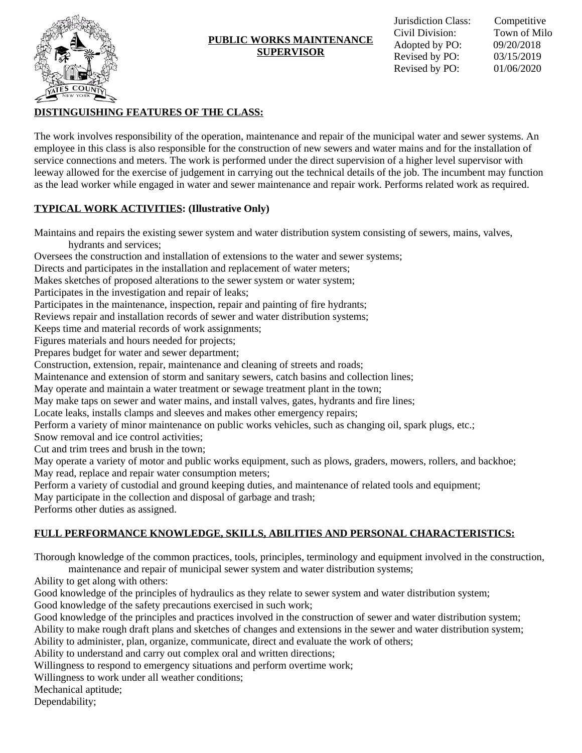# PUBLIC WORKS MAINTENANCE SUPERVISOR

| | |
|---|---|
| Jurisdiction Class: | Competitive |
| Civil Division: | Town of Milo |
| Adopted by PO: | 09/20/2018 |
| Revised by PO: | 03/15/2019 |
| Revised by PO: | 01/06/2020 |

## DISTINGUISHING FEATURES OF THE CLASS:

The work involves responsibility of the operation, maintenance and repair of the municipal water and sewer systems. An employee in this class is also responsible for the construction of new sewers and water mains and for the installation of service connections and meters. The work is performed under the direct supervision of a higher level supervisor with leeway allowed for the exercise of judgement in carrying out the technical details of the job. The incumbent may function as the lead worker while engaged in water and sewer maintenance and repair work. Performs related work as required.

## TYPICAL WORK ACTIVITIES: (Illustrative Only)

Maintains and repairs the existing sewer system and water distribution system consisting of sewers, mains, valves, hydrants and services;
Oversees the construction and installation of extensions to the water and sewer systems;
Directs and participates in the installation and replacement of water meters;
Makes sketches of proposed alterations to the sewer system or water system;
Participates in the investigation and repair of leaks;
Participates in the maintenance, inspection, repair and painting of fire hydrants;
Reviews repair and installation records of sewer and water distribution systems;
Keeps time and material records of work assignments;
Figures materials and hours needed for projects;
Prepares budget for water and sewer department;
Construction, extension, repair, maintenance and cleaning of streets and roads;
Maintenance and extension of storm and sanitary sewers, catch basins and collection lines;
May operate and maintain a water treatment or sewage treatment plant in the town;
May make taps on sewer and water mains, and install valves, gates, hydrants and fire lines;
Locate leaks, installs clamps and sleeves and makes other emergency repairs;
Perform a variety of minor maintenance on public works vehicles, such as changing oil, spark plugs, etc.;
Snow removal and ice control activities;
Cut and trim trees and brush in the town;
May operate a variety of motor and public works equipment, such as plows, graders, mowers, rollers, and backhoe;
May read, replace and repair water consumption meters;
Perform a variety of custodial and ground keeping duties, and maintenance of related tools and equipment;
May participate in the collection and disposal of garbage and trash;
Performs other duties as assigned.

## FULL PERFORMANCE KNOWLEDGE, SKILLS, ABILITIES AND PERSONAL CHARACTERISTICS:

Thorough knowledge of the common practices, tools, principles, terminology and equipment involved in the construction, maintenance and repair of municipal sewer system and water distribution systems;
Ability to get along with others:
Good knowledge of the principles of hydraulics as they relate to sewer system and water distribution system;
Good knowledge of the safety precautions exercised in such work;
Good knowledge of the principles and practices involved in the construction of sewer and water distribution system;
Ability to make rough draft plans and sketches of changes and extensions in the sewer and water distribution system;
Ability to administer, plan, organize, communicate, direct and evaluate the work of others;
Ability to understand and carry out complex oral and written directions;
Willingness to respond to emergency situations and perform overtime work;
Willingness to work under all weather conditions;
Mechanical aptitude;
Dependability;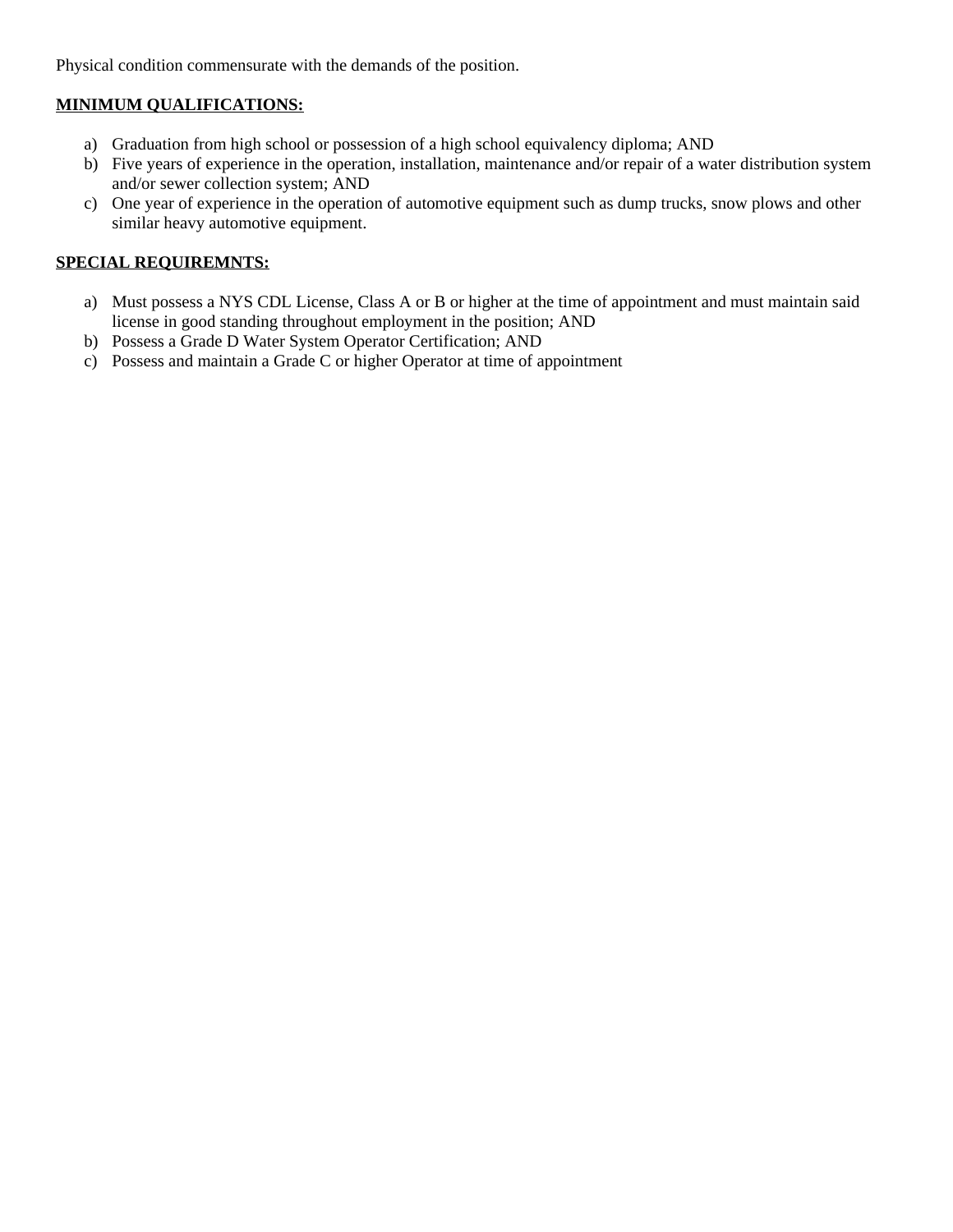Physical condition commensurate with the demands of the position.

**MINIMUM QUALIFICATIONS:**

a) Graduation from high school or possession of a high school equivalency diploma; AND
b) Five years of experience in the operation, installation, maintenance and/or repair of a water distribution system and/or sewer collection system; AND
c) One year of experience in the operation of automotive equipment such as dump trucks, snow plows and other similar heavy automotive equipment.

**SPECIAL REQUIREMNTS:**

a) Must possess a NYS CDL License, Class A or B or higher at the time of appointment and must maintain said license in good standing throughout employment in the position; AND
b) Possess a Grade D Water System Operator Certification; AND
c) Possess and maintain a Grade C or higher Operator at time of appointment